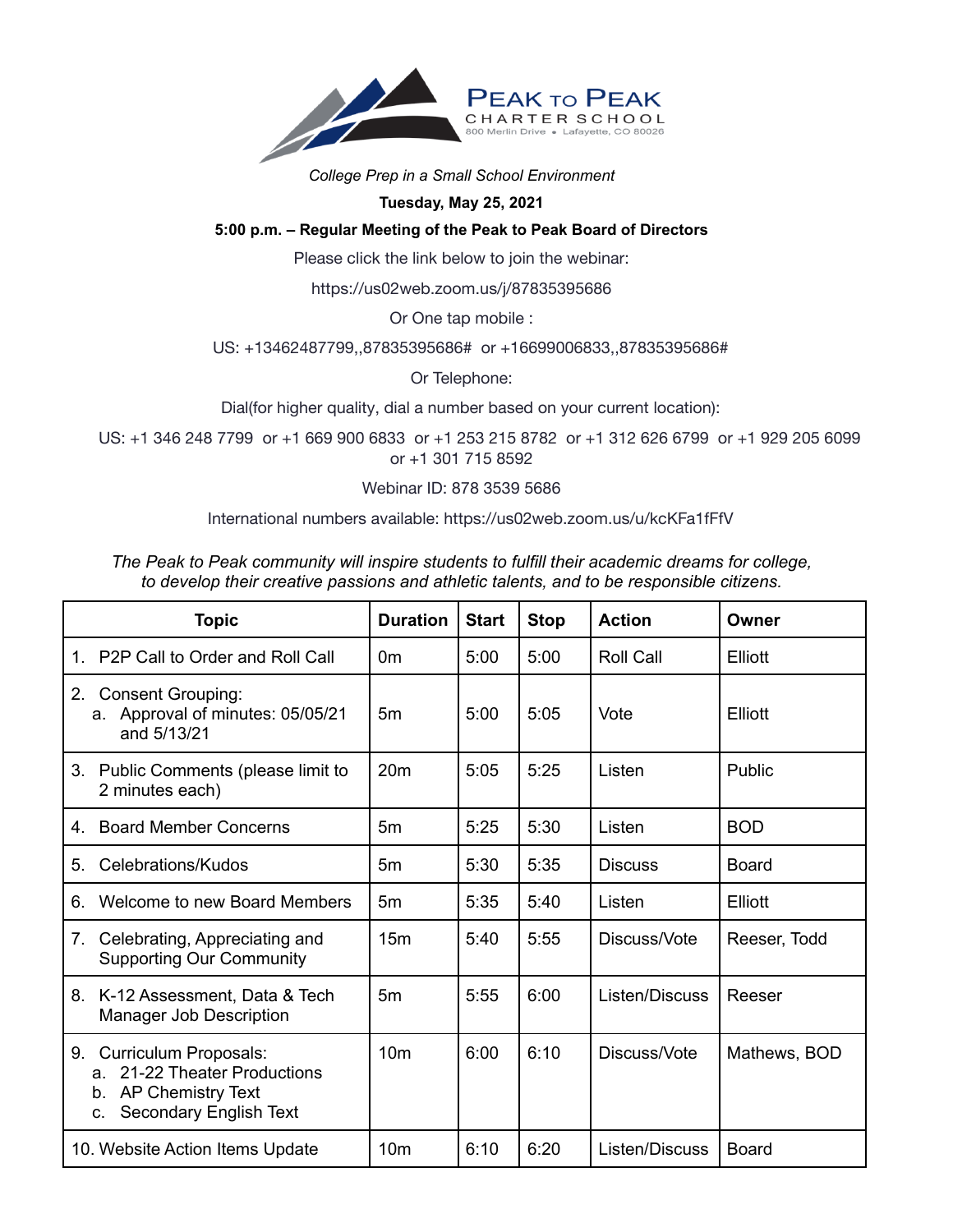**PEAK TO PEAK**
**CHARTER SCHOOL**
800 Merlin Drive • Lafayette, CO 80026

*College Prep in a Small School Environment*

**Tuesday, May 25, 2021**

**5:00 p.m. – Regular Meeting of the Peak to Peak Board of Directors**

Please click the link below to join the webinar:

https://us02web.zoom.us/j/87835395686

Or One tap mobile :

US: +13462487799,,87835395686# or +16699006833,,87835395686#

Or Telephone:

Dial(for higher quality, dial a number based on your current location):

US: +1 346 248 7799 or +1 669 900 6833 or +1 253 215 8782 or +1 312 626 6799 or +1 929 205 6099 or +1 301 715 8592

Webinar ID: 878 3539 5686

International numbers available: https://us02web.zoom.us/u/kcKFa1fFfV

*The Peak to Peak community will inspire students to fulfill their academic dreams for college, to develop their creative passions and athletic talents, and to be responsible citizens.*

| Topic | Duration | Start | Stop | Action | Owner |
|---|---|---|---|---|---|
| 1. P2P Call to Order and Roll Call | 0m | 5:00 | 5:00 | Roll Call | Elliott |
| 2. Consent Grouping:<br>a. Approval of minutes: 05/05/21 and 5/13/21 | 5m | 5:00 | 5:05 | Vote | Elliott |
| 3. Public Comments (please limit to 2 minutes each) | 20m | 5:05 | 5:25 | Listen | Public |
| 4. Board Member Concerns | 5m | 5:25 | 5:30 | Listen | BOD |
| 5. Celebrations/Kudos | 5m | 5:30 | 5:35 | Discuss | Board |
| 6. Welcome to new Board Members | 5m | 5:35 | 5:40 | Listen | Elliott |
| 7. Celebrating, Appreciating and Supporting Our Community | 15m | 5:40 | 5:55 | Discuss/Vote | Reeser, Todd |
| 8. K-12 Assessment, Data & Tech Manager Job Description | 5m | 5:55 | 6:00 | Listen/Discuss | Reeser |
| 9. Curriculum Proposals:<br>a. 21-22 Theater Productions<br>b. AP Chemistry Text<br>c. Secondary English Text | 10m | 6:00 | 6:10 | Discuss/Vote | Mathews, BOD |
| 10. Website Action Items Update | 10m | 6:10 | 6:20 | Listen/Discuss | Board |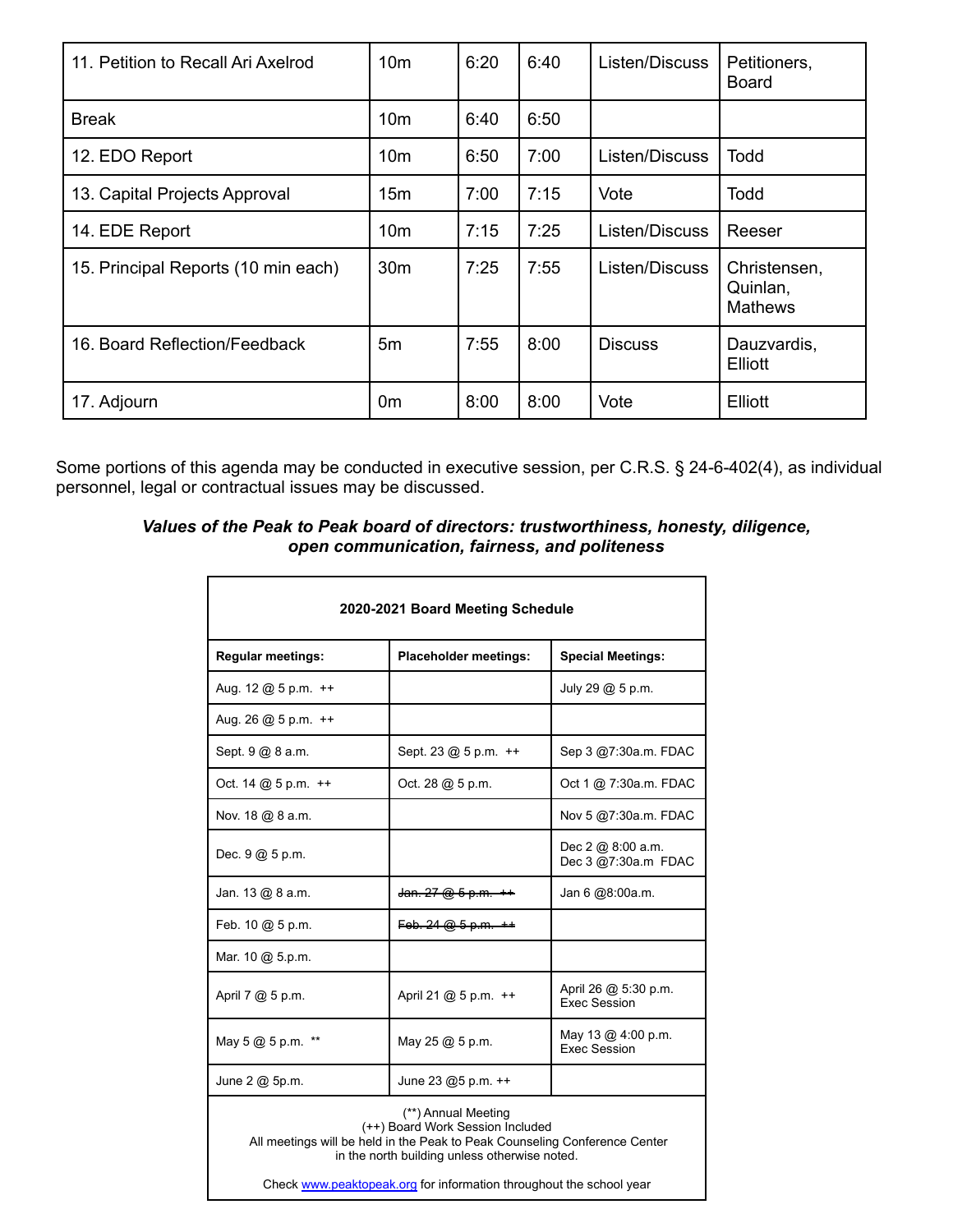| | | | | | |
|---|---|---|---|---|---|
| 11. Petition to Recall Ari Axelrod | 10m | 6:20 | 6:40 | Listen/Discuss | Petitioners, Board |
| Break | 10m | 6:40 | 6:50 | | |
| 12. EDO Report | 10m | 6:50 | 7:00 | Listen/Discuss | Todd |
| 13. Capital Projects Approval | 15m | 7:00 | 7:15 | Vote | Todd |
| 14. EDE Report | 10m | 7:15 | 7:25 | Listen/Discuss | Reeser |
| 15. Principal Reports (10 min each) | 30m | 7:25 | 7:55 | Listen/Discuss | Christensen, Quinlan, Mathews |
| 16. Board Reflection/Feedback | 5m | 7:55 | 8:00 | Discuss | Dauzvardis, Elliott |
| 17. Adjourn | 0m | 8:00 | 8:00 | Vote | Elliott |

Some portions of this agenda may be conducted in executive session, per C.R.S. § 24-6-402(4), as individual personnel, legal or contractual issues may be discussed.

***Values of the Peak to Peak board of directors: trustworthiness, honesty, diligence, open communication, fairness, and politeness***

**2020-2021 Board Meeting Schedule**

| **Regular meetings:** | **Placeholder meetings:** | **Special Meetings:** |
|---|---|---|
| Aug. 12 @ 5 p.m. ++ | | July 29 @ 5 p.m. |
| Aug. 26 @ 5 p.m. ++ | | |
| Sept. 9 @ 8 a.m. | Sept. 23 @ 5 p.m. ++ | Sep 3 @7:30a.m. FDAC |
| Oct. 14 @ 5 p.m. ++ | Oct. 28 @ 5 p.m. | Oct 1 @ 7:30a.m. FDAC |
| Nov. 18 @ 8 a.m. | | Nov 5 @7:30a.m. FDAC |
| Dec. 9 @ 5 p.m. | | Dec 2 @ 8:00 a.m. Dec 3 @7:30a.m FDAC |
| Jan. 13 @ 8 a.m. | ~~Jan. 27 @ 5 p.m. ++~~ | Jan 6 @8:00a.m. |
| Feb. 10 @ 5 p.m. | ~~Feb. 24 @ 5 p.m. ++~~ | |
| Mar. 10 @ 5.p.m. | | |
| April 7 @ 5 p.m. | April 21 @ 5 p.m. ++ | April 26 @ 5:30 p.m. Exec Session |
| May 5 @ 5 p.m. ** | May 25 @ 5 p.m. | May 13 @ 4:00 p.m. Exec Session |
| June 2 @ 5p.m. | June 23 @5 p.m. ++ | |

(**) Annual Meeting
(++) Board Work Session Included
All meetings will be held in the Peak to Peak Counseling Conference Center in the north building unless otherwise noted.

Check www.peaktopeak.org for information throughout the school year